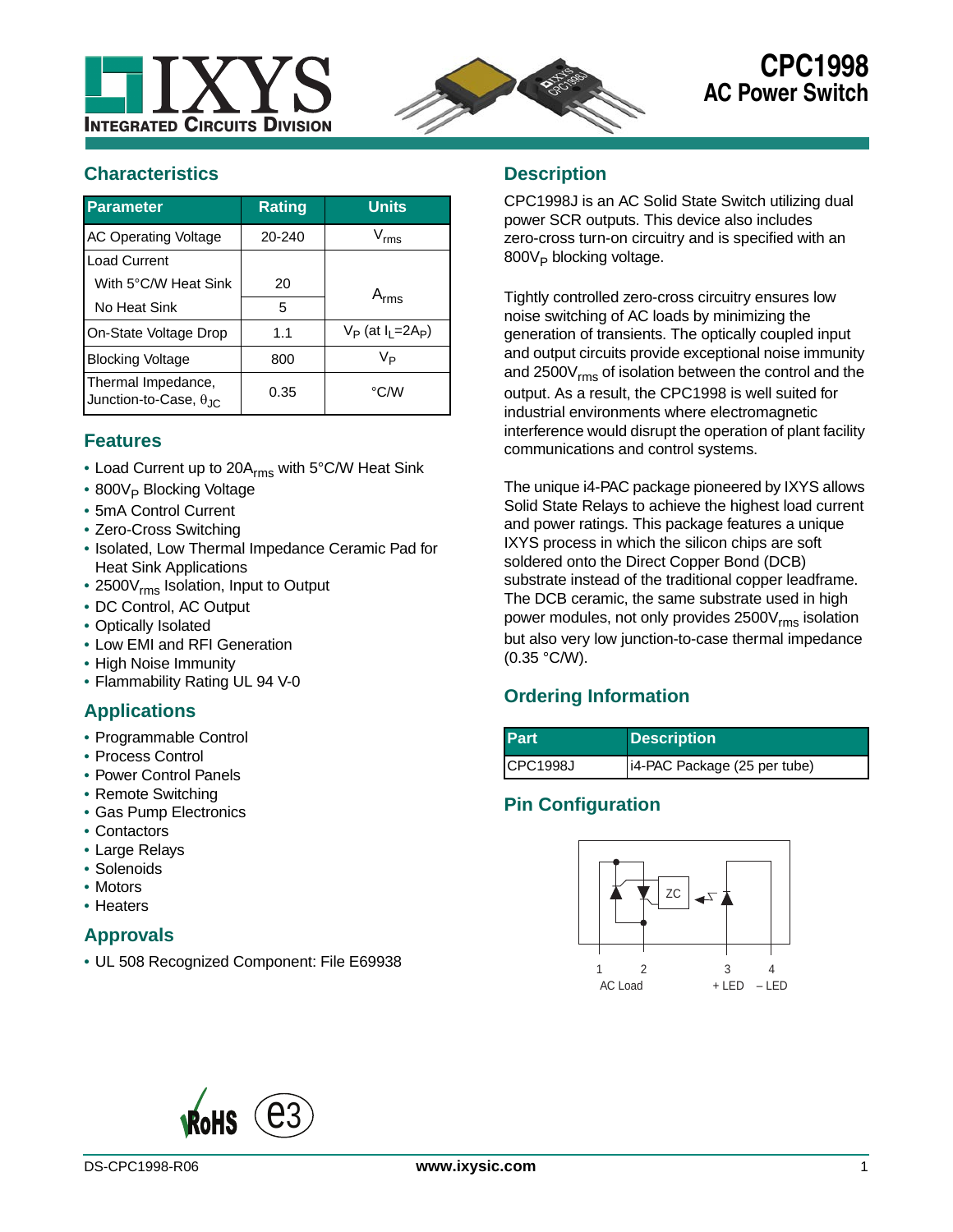# CPC1998
## AC Power Switch

## Characteristics

| Parameter | Rating | Units |
|---|---|---|
| AC Operating Voltage | 20-240 | $V_{rms}$ |
| Load Current | | |
| With 5°C/W Heat Sink | 20 | $A_{rms}$ |
| No Heat Sink | 5 | $A_{rms}$ |
| On-State Voltage Drop | 1.1 | $V_P$ (at $I_L$=2$A_P$) |
| Blocking Voltage | 800 | $V_P$ |
| Thermal Impedance, Junction-to-Case, $\theta_{JC}$ | 0.35 | °C/W |

## Features

- Load Current up to 20$A_{rms}$ with 5°C/W Heat Sink
- 800$V_P$ Blocking Voltage
- 5mA Control Current
- Zero-Cross Switching
- Isolated, Low Thermal Impedance Ceramic Pad for Heat Sink Applications
- 2500$V_{rms}$ Isolation, Input to Output
- DC Control, AC Output
- Optically Isolated
- Low EMI and RFI Generation
- High Noise Immunity
- Flammability Rating UL 94 V-0

## Applications

- Programmable Control
- Process Control
- Power Control Panels
- Remote Switching
- Gas Pump Electronics
- Contactors
- Large Relays
- Solenoids
- Motors
- Heaters

## Approvals

- UL 508 Recognized Component: File E69938

## Description

CPC1998J is an AC Solid State Switch utilizing dual power SCR outputs. This device also includes zero-cross turn-on circuitry and is specified with an 800$V_P$ blocking voltage.

Tightly controlled zero-cross circuitry ensures low noise switching of AC loads by minimizing the generation of transients. The optically coupled input and output circuits provide exceptional noise immunity and 2500$V_{rms}$ of isolation between the control and the output. As a result, the CPC1998 is well suited for industrial environments where electromagnetic interference would disrupt the operation of plant facility communications and control systems.

The unique i4-PAC package pioneered by IXYS allows Solid State Relays to achieve the highest load current and power ratings. This package features a unique IXYS process in which the silicon chips are soft soldered onto the Direct Copper Bond (DCB) substrate instead of the traditional copper leadframe. The DCB ceramic, the same substrate used in high power modules, not only provides 2500$V_{rms}$ isolation but also very low junction-to-case thermal impedance (0.35 °C/W).

## Ordering Information

| Part | Description |
|---|---|
| CPC1998J | i4-PAC Package (25 per tube) |

## Pin Configuration

ZC

1 2 AC Load    3 + LED    4 – LED

DS-CPC1998-R06    www.ixysic.com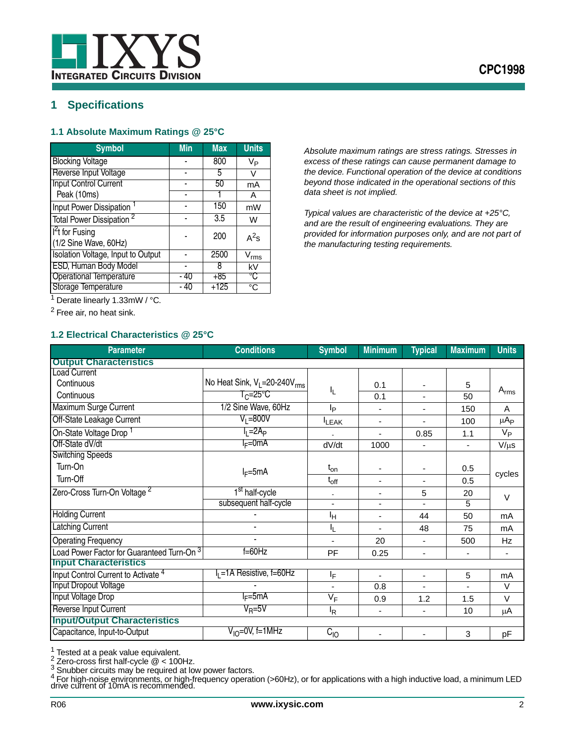# 1 Specifications

## 1.1 Absolute Maximum Ratings @ 25°C

| Symbol | Min | Max | Units |
|---|---|---|---|
| Blocking Voltage | - | 800 | $V_P$ |
| Reverse Input Voltage | - | 5 | V |
| Input Control Current | - | 50 | mA |
| Peak (10ms) | - | 1 | A |
| Input Power Dissipation [1] | - | 150 | mW |
| Total Power Dissipation [2] | - | 3.5 | W |
| $I^2t$ for Fusing (1/2 Sine Wave, 60Hz) | - | 200 | $A^2s$ |
| Isolation Voltage, Input to Output | - | 2500 | $V_{rms}$ |
| ESD, Human Body Model | - | 8 | kV |
| Operational Temperature | - 40 | +85 | °C |
| Storage Temperature | - 40 | +125 | °C |

[1] Derate linearly 1.33mW / °C.

[2] Free air, no heat sink.

*Absolute maximum ratings are stress ratings. Stresses in excess of these ratings can cause permanent damage to the device. Functional operation of the device at conditions beyond those indicated in the operational sections of this data sheet is not implied.*

*Typical values are characteristic of the device at +25°C, and are the result of engineering evaluations. They are provided for information purposes only, and are not part of the manufacturing testing requirements.*

## 1.2 Electrical Characteristics @ 25°C

| Parameter | Conditions | Symbol | Minimum | Typical | Maximum | Units |
|---|---|---|---|---|---|---|
| **Output Characteristics** | | | | | | |
| Load Current | | | | | | |
| Continuous | No Heat Sink, $V_L$=20-240$V_{rms}$ | $I_L$ | 0.1 | - | 5 | $A_{rms}$ |
| Continuous | $T_C$=25°C | | 0.1 | - | 50 | |
| Maximum Surge Current | 1/2 Sine Wave, 60Hz | $I_P$ | - | - | 150 | A |
| Off-State Leakage Current | $V_L$=800V | $I_{LEAK}$ | - | - | 100 | $\mu A_P$ |
| On-State Voltage Drop [1] | $I_L$=2$A_P$ | - | - | 0.85 | 1.1 | $V_P$ |
| Off-State dV/dt | $I_F$=0mA | dV/dt | 1000 | - | - | V/µs |
| Switching Speeds | | | | | | |
| Turn-On | $I_F$=5mA | $t_{on}$ | - | - | 0.5 | cycles |
| Turn-Off | | $t_{off}$ | - | - | 0.5 | |
| Zero-Cross Turn-On Voltage [2] | 1st half-cycle | - | - | 5 | 20 | V |
| | subsequent half-cycle | - | - | - | 5 | |
| Holding Current | - | $I_H$ | - | 44 | 50 | mA |
| Latching Current | - | $I_L$ | - | 48 | 75 | mA |
| Operating Frequency | - | - | 20 | - | 500 | Hz |
| Load Power Factor for Guaranteed Turn-On [3] | f=60Hz | PF | 0.25 | - | - | - |
| **Input Characteristics** | | | | | | |
| Input Control Current to Activate [4] | $I_L$=1A Resistive, f=60Hz | $I_F$ | - | - | 5 | mA |
| Input Dropout Voltage | - | - | 0.8 | - | - | V |
| Input Voltage Drop | $I_F$=5mA | $V_F$ | 0.9 | 1.2 | 1.5 | V |
| Reverse Input Current | $V_R$=5V | $I_R$ | - | - | 10 | µA |
| **Input/Output Characteristics** | | | | | | |
| Capacitance, Input-to-Output | $V_{IO}$=0V, f=1MHz | $C_{IO}$ | - | - | 3 | pF |

[1] Tested at a peak value equivalent.
[2] Zero-cross first half-cycle @ < 100Hz.
[3] Snubber circuits may be required at low power factors.
[4] For high-noise environments, or high-frequency operation (>60Hz), or for applications with a high inductive load, a minimum LED drive current of 10mA is recommended.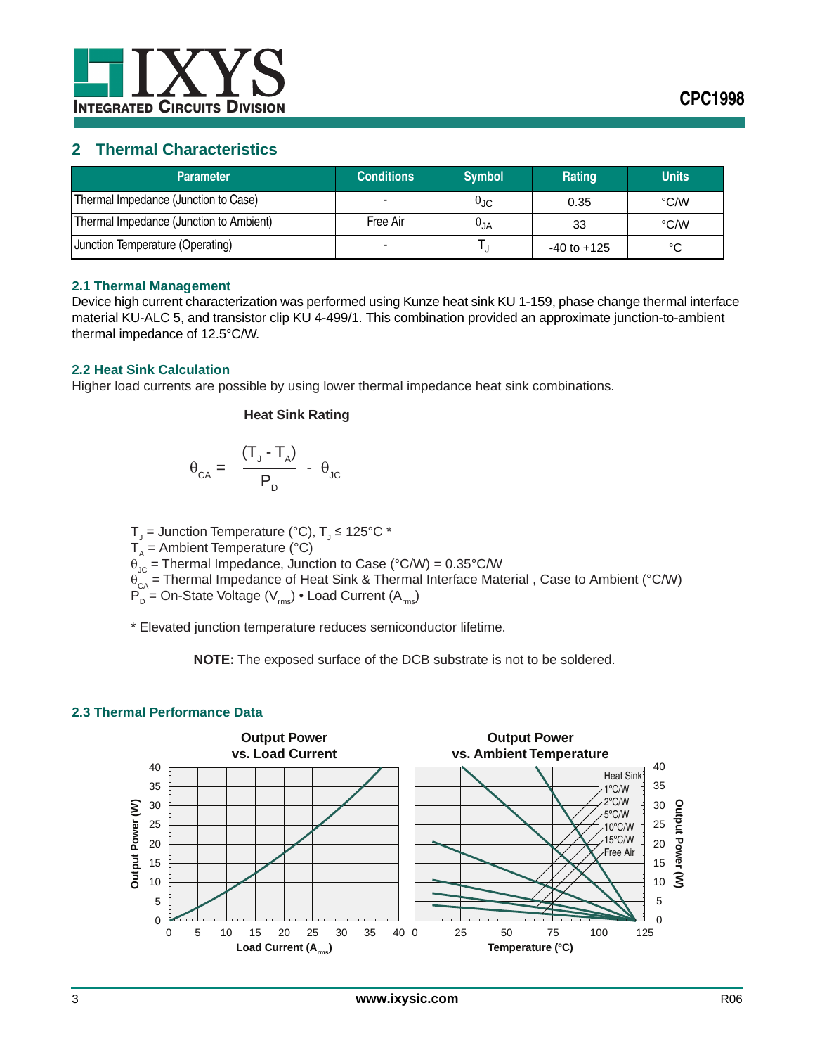## 2 Thermal Characteristics

| Parameter | Conditions | Symbol | Rating | Units |
|---|---|---|---|---|
| Thermal Impedance (Junction to Case) | - | $\theta_{JC}$ | 0.35 | °C/W |
| Thermal Impedance (Junction to Ambient) | Free Air | $\theta_{JA}$ | 33 | °C/W |
| Junction Temperature (Operating) | - | $T_J$ | -40 to +125 | °C |

### 2.1 Thermal Management

Device high current characterization was performed using Kunze heat sink KU 1-159, phase change thermal interface material KU-ALC 5, and transistor clip KU 4-499/1. This combination provided an approximate junction-to-ambient thermal impedance of 12.5°C/W.

### 2.2 Heat Sink Calculation

Higher load currents are possible by using lower thermal impedance heat sink combinations.

**Heat Sink Rating**

$$\theta_{CA} = \frac{(T_J - T_A)}{P_D} - \theta_{JC}$$

$T_J$ = Junction Temperature (°C), $T_J \leq 125$°C *
$T_A$ = Ambient Temperature (°C)
$\theta_{JC}$ = Thermal Impedance, Junction to Case (°C/W) = 0.35°C/W
$\theta_{CA}$ = Thermal Impedance of Heat Sink & Thermal Interface Material , Case to Ambient (°C/W)
$P_D$ = On-State Voltage ($V_{rms}$) • Load Current ($A_{rms}$)

\* Elevated junction temperature reduces semiconductor lifetime.

**NOTE:** The exposed surface of the DCB substrate is not to be soldered.

### 2.3 Thermal Performance Data

**Output Power vs. Load Current**

**Output Power vs. Ambient Temperature**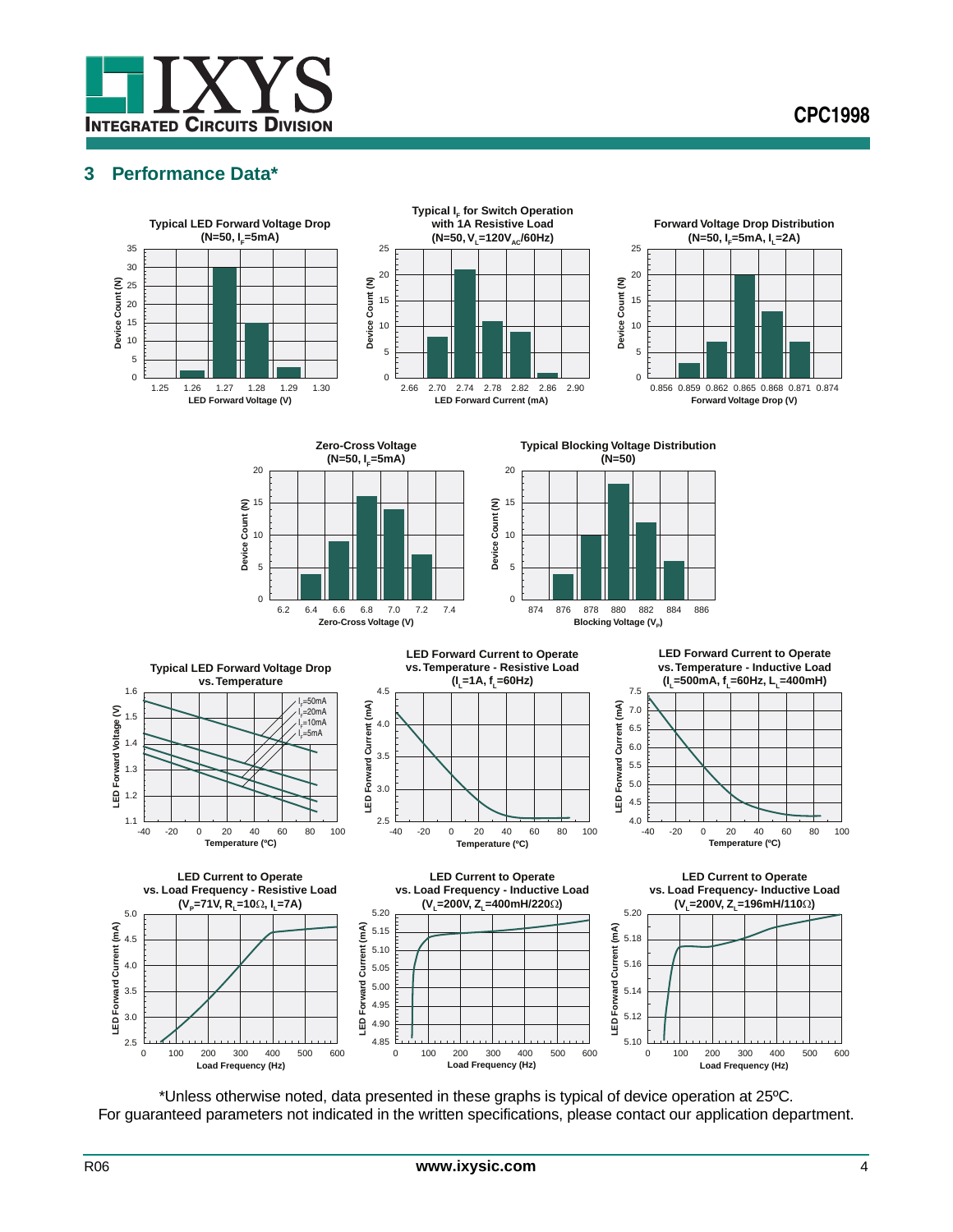## 3 Performance Data*

**Typical LED Forward Voltage Drop (N=50, $I_F$=5mA)**

**Typical $I_F$ for Switch Operation with 1A Resistive Load (N=50, $V_L$=120$V_{AC}$/60Hz)**

**Forward Voltage Drop Distribution (N=50, $I_F$=5mA, $I_L$=2A)**

**Zero-Cross Voltage (N=50, $I_F$=5mA)**

**Typical Blocking Voltage Distribution (N=50)**

**Typical LED Forward Voltage Drop vs. Temperature**

**LED Forward Current to Operate vs. Temperature - Resistive Load ($I_L$=1A, $f_L$=60Hz)**

**LED Forward Current to Operate vs. Temperature - Inductive Load ($I_L$=500mA, $f_L$=60Hz, $L_L$=400mH)**

**LED Current to Operate vs. Load Frequency - Resistive Load ($V_P$=71V, $R_L$=10Ω, $I_L$=7A)**

**LED Current to Operate vs. Load Frequency - Inductive Load ($V_L$=200V, $Z_L$=400mH/220Ω)**

**LED Current to Operate vs. Load Frequency- Inductive Load ($V_L$=200V, $Z_L$=196mH/110Ω)**

*Unless otherwise noted, data presented in these graphs is typical of device operation at 25ºC.
For guaranteed parameters not indicated in the written specifications, please contact our application department.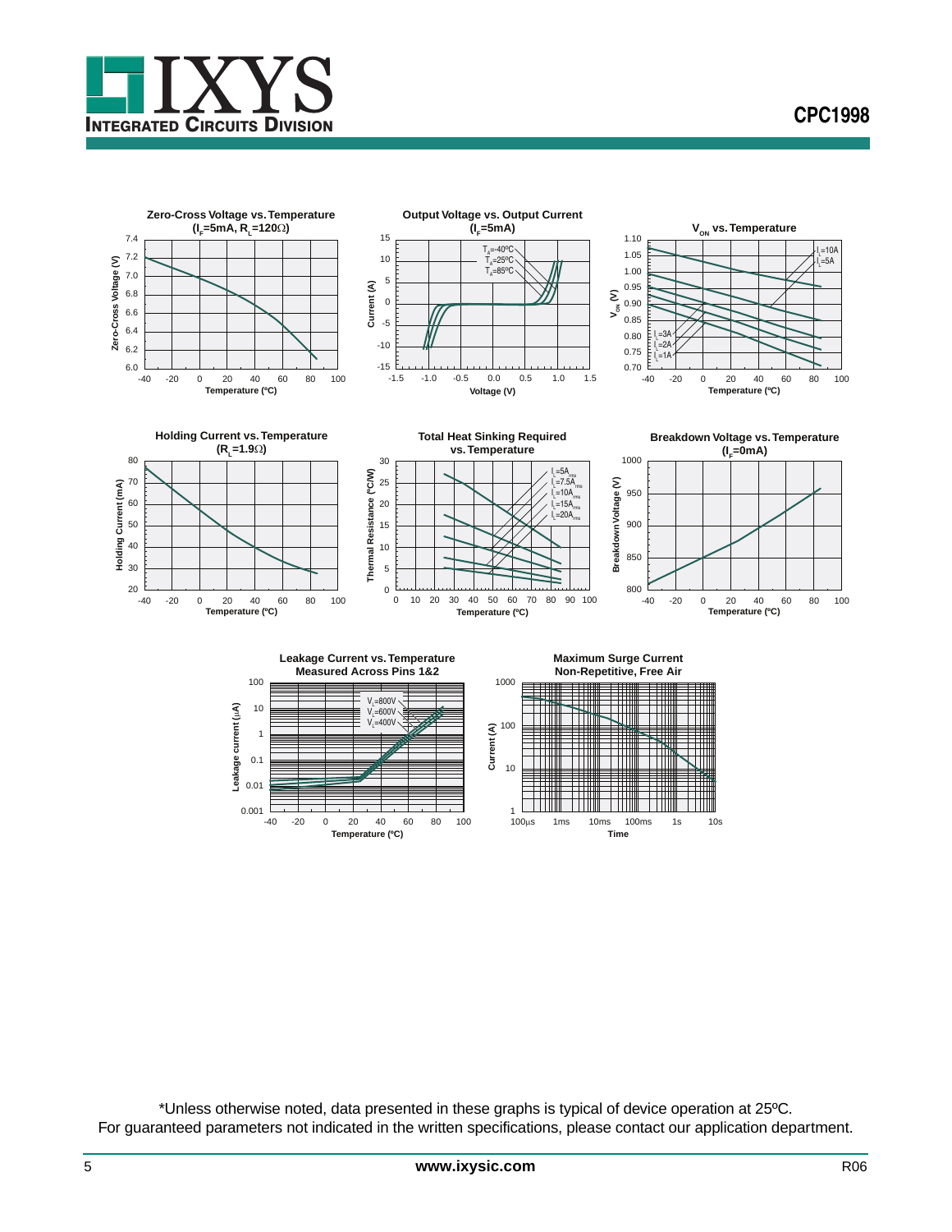Zero-Cross Voltage vs. Temperature ($I_F$=5mA, $R_L$=120Ω)

Output Voltage vs. Output Current ($I_F$=5mA)

$V_{ON}$ vs. Temperature

Holding Current vs. Temperature ($R_L$=1.9Ω)

Total Heat Sinking Required vs. Temperature

Breakdown Voltage vs. Temperature ($I_F$=0mA)

Leakage Current vs. Temperature Measured Across Pins 1&2

Maximum Surge Current Non-Repetitive, Free Air

*Unless otherwise noted, data presented in these graphs is typical of device operation at 25ºC.
For guaranteed parameters not indicated in the written specifications, please contact our application department.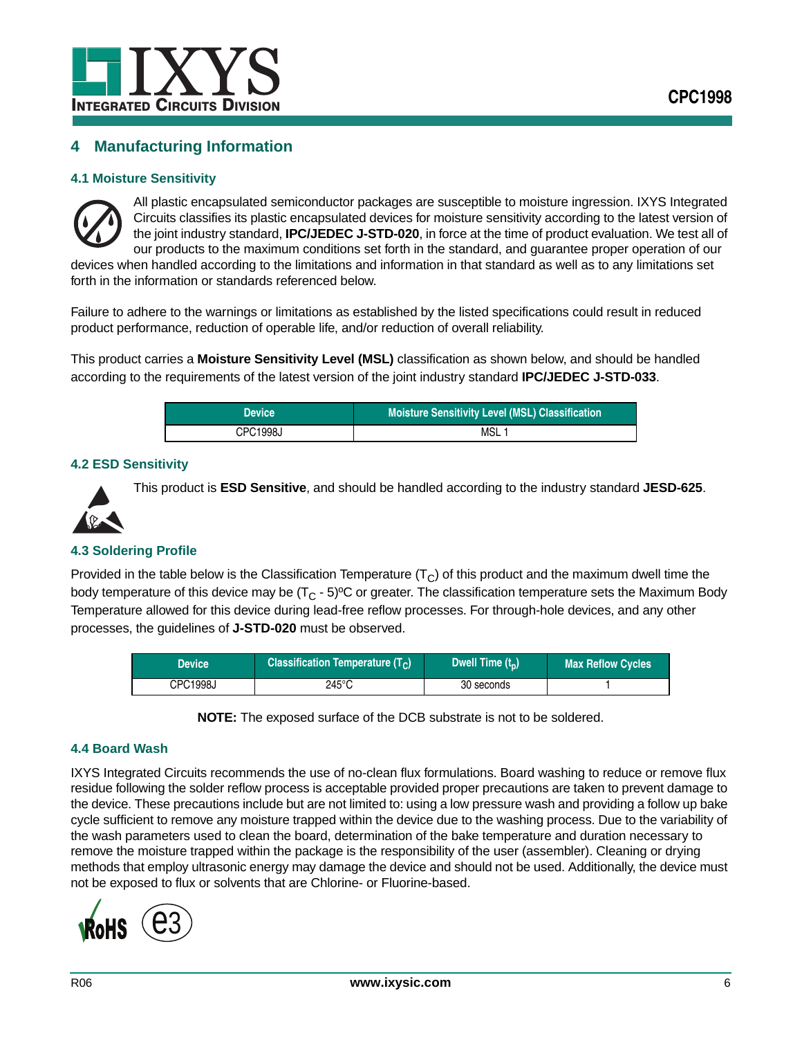## 4 Manufacturing Information

### 4.1 Moisture Sensitivity

All plastic encapsulated semiconductor packages are susceptible to moisture ingression. IXYS Integrated Circuits classifies its plastic encapsulated devices for moisture sensitivity according to the latest version of the joint industry standard, **IPC/JEDEC J-STD-020**, in force at the time of product evaluation. We test all of our products to the maximum conditions set forth in the standard, and guarantee proper operation of our devices when handled according to the limitations and information in that standard as well as to any limitations set forth in the information or standards referenced below.

Failure to adhere to the warnings or limitations as established by the listed specifications could result in reduced product performance, reduction of operable life, and/or reduction of overall reliability.

This product carries a **Moisture Sensitivity Level (MSL)** classification as shown below, and should be handled according to the requirements of the latest version of the joint industry standard **IPC/JEDEC J-STD-033**.

| Device | Moisture Sensitivity Level (MSL) Classification |
|---|---|
| CPC1998J | MSL 1 |

### 4.2 ESD Sensitivity

This product is **ESD Sensitive**, and should be handled according to the industry standard **JESD-625**.

### 4.3 Soldering Profile

Provided in the table below is the Classification Temperature ($T_C$) of this product and the maximum dwell time the body temperature of this device may be ($T_C$ - 5)ºC or greater. The classification temperature sets the Maximum Body Temperature allowed for this device during lead-free reflow processes. For through-hole devices, and any other processes, the guidelines of **J-STD-020** must be observed.

| Device | Classification Temperature ($T_C$) | Dwell Time ($t_p$) | Max Reflow Cycles |
|---|---|---|---|
| CPC1998J | 245°C | 30 seconds | 1 |

**NOTE:** The exposed surface of the DCB substrate is not to be soldered.

### 4.4 Board Wash

IXYS Integrated Circuits recommends the use of no-clean flux formulations. Board washing to reduce or remove flux residue following the solder reflow process is acceptable provided proper precautions are taken to prevent damage to the device. These precautions include but are not limited to: using a low pressure wash and providing a follow up bake cycle sufficient to remove any moisture trapped within the device due to the washing process. Due to the variability of the wash parameters used to clean the board, determination of the bake temperature and duration necessary to remove the moisture trapped within the package is the responsibility of the user (assembler). Cleaning or drying methods that employ ultrasonic energy may damage the device and should not be used. Additionally, the device must not be exposed to flux or solvents that are Chlorine- or Fluorine-based.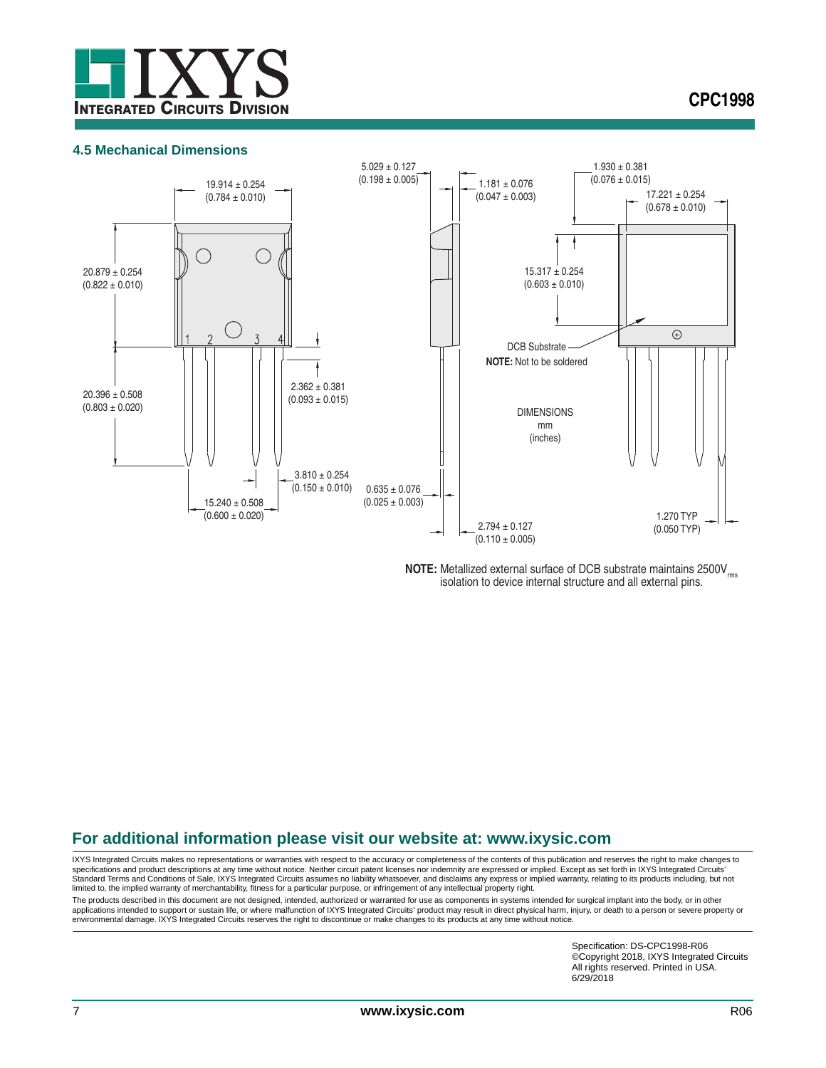## 4.5 Mechanical Dimensions

19.914 ± 0.254 (0.784 ± 0.010)

5.029 ± 0.127 (0.198 ± 0.005)

1.181 ± 0.076 (0.047 ± 0.003)

1.930 ± 0.381 (0.076 ± 0.015)

17.221 ± 0.254 (0.678 ± 0.010)

20.879 ± 0.254 (0.822 ± 0.010)

15.317 ± 0.254 (0.603 ± 0.010)

DCB Substrate

**NOTE:** Not to be soldered

2.362 ± 0.381 (0.093 ± 0.015)

20.396 ± 0.508 (0.803 ± 0.020)

DIMENSIONS mm (inches)

3.810 ± 0.254 (0.150 ± 0.010)

0.635 ± 0.076 (0.025 ± 0.003)

15.240 ± 0.508 (0.600 ± 0.020)

1.270 TYP (0.050 TYP)

2.794 ± 0.127 (0.110 ± 0.005)

**NOTE:** Metallized external surface of DCB substrate maintains $2500V_{rms}$ isolation to device internal structure and all external pins.

## For additional information please visit our website at: www.ixysic.com

IXYS Integrated Circuits makes no representations or warranties with respect to the accuracy or completeness of the contents of this publication and reserves the right to make changes to specifications and product descriptions at any time without notice. Neither circuit patent licenses nor indemnity are expressed or implied. Except as set forth in IXYS Integrated Circuits' Standard Terms and Conditions of Sale, IXYS Integrated Circuits assumes no liability whatsoever, and disclaims any express or implied warranty, relating to its products including, but not limited to, the implied warranty of merchantability, fitness for a particular purpose, or infringement of any intellectual property right.

The products described in this document are not designed, intended, authorized or warranted for use as components in systems intended for surgical implant into the body, or in other applications intended to support or sustain life, or where malfunction of IXYS Integrated Circuits' product may result in direct physical harm, injury, or death to a person or severe property or environmental damage. IXYS Integrated Circuits reserves the right to discontinue or make changes to its products at any time without notice.

Specification: DS-CPC1998-R06
©Copyright 2018, IXYS Integrated Circuits
All rights reserved. Printed in USA.
6/29/2018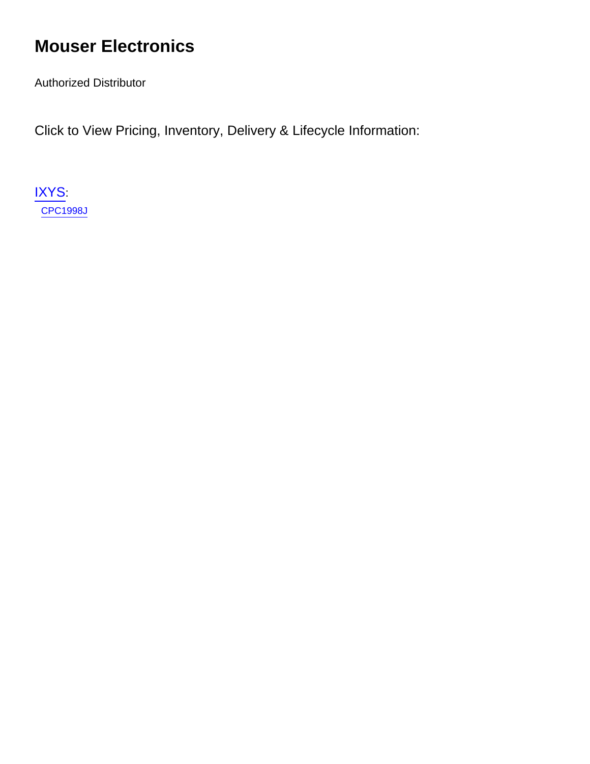# Mouser Electronics

Authorized Distributor

Click to View Pricing, Inventory, Delivery & Lifecycle Information:

IXYS:

CPC1998J